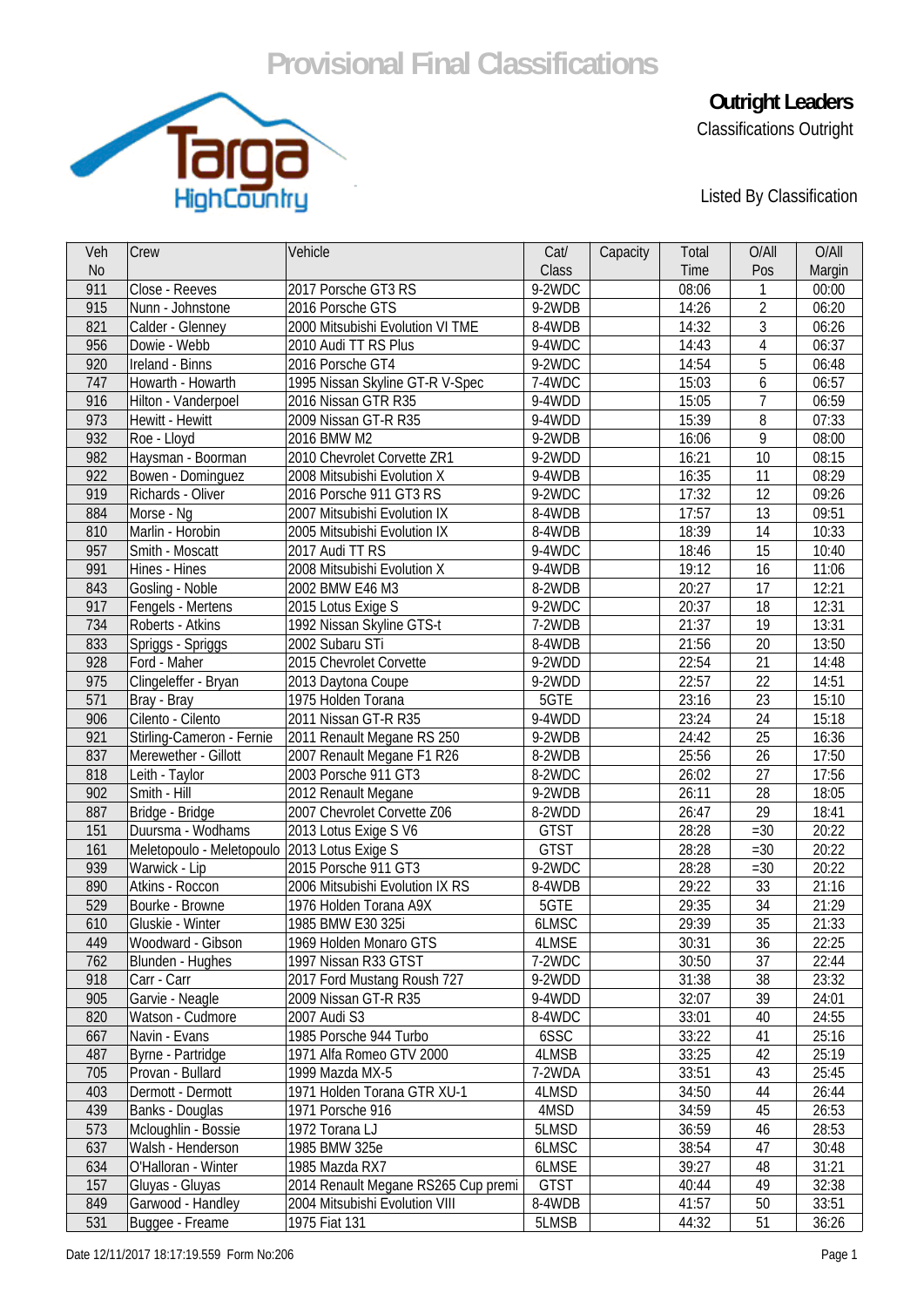# Provisional Final Classifications

**Outright Leaders**

Classifications Outright

Listed By Classification

| Veh No | Crew | Vehicle | Cat/ Class | Capacity | Total Time | O/All Pos | O/All Margin |
|---|---|---|---|---|---|---|---|
| 911 | Close - Reeves | 2017 Porsche GT3 RS | 9-2WDC | | 08:06 | 1 | 00:00 |
| 915 | Nunn - Johnstone | 2016 Porsche GTS | 9-2WDB | | 14:26 | 2 | 06:20 |
| 821 | Calder - Glenney | 2000 Mitsubishi Evolution VI TME | 8-4WDB | | 14:32 | 3 | 06:26 |
| 956 | Dowie - Webb | 2010 Audi TT RS Plus | 9-4WDC | | 14:43 | 4 | 06:37 |
| 920 | Ireland - Binns | 2016 Porsche GT4 | 9-2WDC | | 14:54 | 5 | 06:48 |
| 747 | Howarth - Howarth | 1995 Nissan Skyline GT-R V-Spec | 7-4WDC | | 15:03 | 6 | 06:57 |
| 916 | Hilton - Vanderpoel | 2016 Nissan GTR R35 | 9-4WDD | | 15:05 | 7 | 06:59 |
| 973 | Hewitt - Hewitt | 2009 Nissan GT-R R35 | 9-4WDD | | 15:39 | 8 | 07:33 |
| 932 | Roe - Lloyd | 2016 BMW M2 | 9-2WDB | | 16:06 | 9 | 08:00 |
| 982 | Haysman - Boorman | 2010 Chevrolet Corvette ZR1 | 9-2WDD | | 16:21 | 10 | 08:15 |
| 922 | Bowen - Dominguez | 2008 Mitsubishi Evolution X | 9-4WDB | | 16:35 | 11 | 08:29 |
| 919 | Richards - Oliver | 2016 Porsche 911 GT3 RS | 9-2WDC | | 17:32 | 12 | 09:26 |
| 884 | Morse - Ng | 2007 Mitsubishi Evolution IX | 8-4WDB | | 17:57 | 13 | 09:51 |
| 810 | Marlin - Horobin | 2005 Mitsubishi Evolution IX | 8-4WDB | | 18:39 | 14 | 10:33 |
| 957 | Smith - Moscatt | 2017 Audi TT RS | 9-4WDC | | 18:46 | 15 | 10:40 |
| 991 | Hines - Hines | 2008 Mitsubishi Evolution X | 9-4WDB | | 19:12 | 16 | 11:06 |
| 843 | Gosling - Noble | 2002 BMW E46 M3 | 8-2WDB | | 20:27 | 17 | 12:21 |
| 917 | Fengels - Mertens | 2015 Lotus Exige S | 9-2WDC | | 20:37 | 18 | 12:31 |
| 734 | Roberts - Atkins | 1992 Nissan Skyline GTS-t | 7-2WDB | | 21:37 | 19 | 13:31 |
| 833 | Spriggs - Spriggs | 2002 Subaru STi | 8-4WDB | | 21:56 | 20 | 13:50 |
| 928 | Ford - Maher | 2015 Chevrolet Corvette | 9-2WDD | | 22:54 | 21 | 14:48 |
| 975 | Clingeleffer - Bryan | 2013 Daytona Coupe | 9-2WDD | | 22:57 | 22 | 14:51 |
| 571 | Bray - Bray | 1975 Holden Torana | 5GTE | | 23:16 | 23 | 15:10 |
| 906 | Cilento - Cilento | 2011 Nissan GT-R R35 | 9-4WDD | | 23:24 | 24 | 15:18 |
| 921 | Stirling-Cameron - Fernie | 2011 Renault Megane RS 250 | 9-2WDB | | 24:42 | 25 | 16:36 |
| 837 | Merewether - Gillott | 2007 Renault Megane F1 R26 | 8-2WDB | | 25:56 | 26 | 17:50 |
| 818 | Leith - Taylor | 2003 Porsche 911 GT3 | 8-2WDC | | 26:02 | 27 | 17:56 |
| 902 | Smith - Hill | 2012 Renault Megane | 9-2WDB | | 26:11 | 28 | 18:05 |
| 887 | Bridge - Bridge | 2007 Chevrolet Corvette Z06 | 8-2WDD | | 26:47 | 29 | 18:41 |
| 151 | Duursma - Wodhams | 2013 Lotus Exige S V6 | GTST | | 28:28 | =30 | 20:22 |
| 161 | Meletopoulo - Meletopoulo | 2013 Lotus Exige S | GTST | | 28:28 | =30 | 20:22 |
| 939 | Warwick - Lip | 2015 Porsche 911 GT3 | 9-2WDC | | 28:28 | =30 | 20:22 |
| 890 | Atkins - Roccon | 2006 Mitsubishi Evolution IX RS | 8-4WDB | | 29:22 | 33 | 21:16 |
| 529 | Bourke - Browne | 1976 Holden Torana A9X | 5GTE | | 29:35 | 34 | 21:29 |
| 610 | Gluskie - Winter | 1985 BMW E30 325i | 6LMSC | | 29:39 | 35 | 21:33 |
| 449 | Woodward - Gibson | 1969 Holden Monaro GTS | 4LMSE | | 30:31 | 36 | 22:25 |
| 762 | Blunden - Hughes | 1997 Nissan R33 GTST | 7-2WDC | | 30:50 | 37 | 22:44 |
| 918 | Carr - Carr | 2017 Ford Mustang Roush 727 | 9-2WDD | | 31:38 | 38 | 23:32 |
| 905 | Garvie - Neagle | 2009 Nissan GT-R R35 | 9-4WDD | | 32:07 | 39 | 24:01 |
| 820 | Watson - Cudmore | 2007 Audi S3 | 8-4WDC | | 33:01 | 40 | 24:55 |
| 667 | Navin - Evans | 1985 Porsche 944 Turbo | 6SSC | | 33:22 | 41 | 25:16 |
| 487 | Byrne - Partridge | 1971 Alfa Romeo GTV 2000 | 4LMSB | | 33:25 | 42 | 25:19 |
| 705 | Provan - Bullard | 1999 Mazda MX-5 | 7-2WDA | | 33:51 | 43 | 25:45 |
| 403 | Dermott - Dermott | 1971 Holden Torana GTR XU-1 | 4LMSD | | 34:50 | 44 | 26:44 |
| 439 | Banks - Douglas | 1971 Porsche 916 | 4MSD | | 34:59 | 45 | 26:53 |
| 573 | Mcloughlin - Bossie | 1972 Torana LJ | 5LMSD | | 36:59 | 46 | 28:53 |
| 637 | Walsh - Henderson | 1985 BMW 325e | 6LMSC | | 38:54 | 47 | 30:48 |
| 634 | O'Halloran - Winter | 1985 Mazda RX7 | 6LMSE | | 39:27 | 48 | 31:21 |
| 157 | Gluyas - Gluyas | 2014 Renault Megane RS265 Cup premi | GTST | | 40:44 | 49 | 32:38 |
| 849 | Garwood - Handley | 2004 Mitsubishi Evolution VIII | 8-4WDB | | 41:57 | 50 | 33:51 |
| 531 | Buggee - Freame | 1975 Fiat 131 | 5LMSB | | 44:32 | 51 | 36:26 |

Date 12/11/2017 18:17:19.559 Form No:206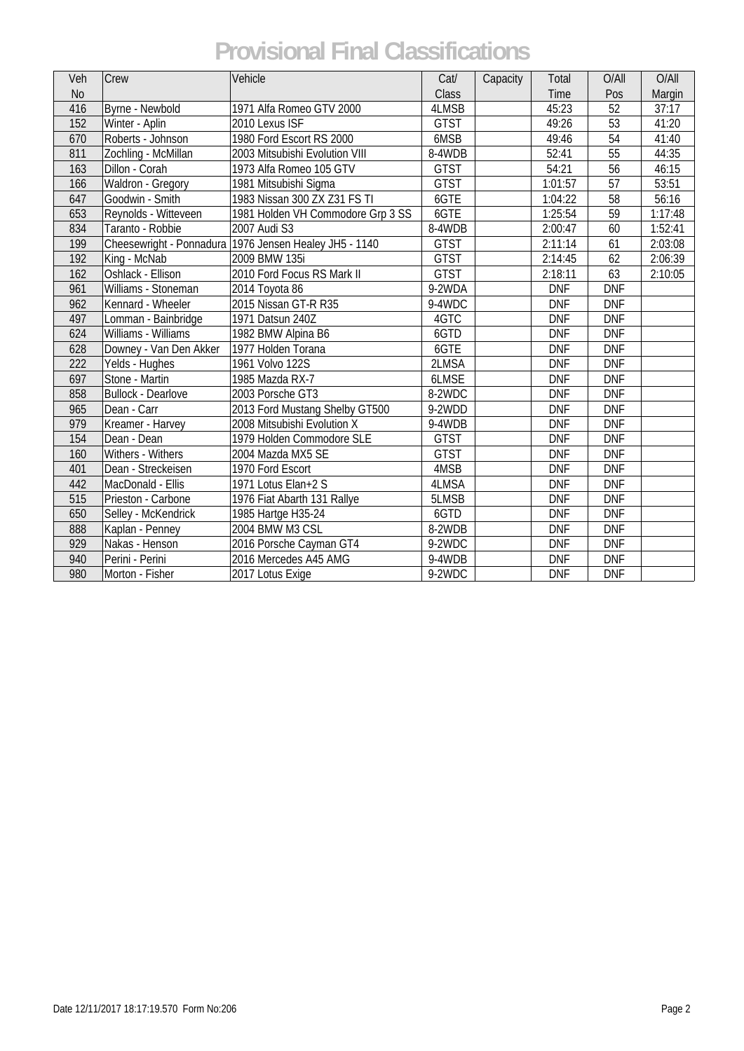# Provisional Final Classifications

| Veh No | Crew | Vehicle | Cat/ Class | Capacity | Total Time | O/All Pos | O/All Margin |
|---|---|---|---|---|---|---|---|
| 416 | Byrne - Newbold | 1971 Alfa Romeo GTV 2000 | 4LMSB | | 45:23 | 52 | 37:17 |
| 152 | Winter - Aplin | 2010 Lexus ISF | GTST | | 49:26 | 53 | 41:20 |
| 670 | Roberts - Johnson | 1980 Ford Escort RS 2000 | 6MSB | | 49:46 | 54 | 41:40 |
| 811 | Zochling - McMillan | 2003 Mitsubishi Evolution VIII | 8-4WDB | | 52:41 | 55 | 44:35 |
| 163 | Dillon - Corah | 1973 Alfa Romeo 105 GTV | GTST | | 54:21 | 56 | 46:15 |
| 166 | Waldron - Gregory | 1981 Mitsubishi Sigma | GTST | | 1:01:57 | 57 | 53:51 |
| 647 | Goodwin - Smith | 1983 Nissan 300 ZX Z31 FS TI | 6GTE | | 1:04:22 | 58 | 56:16 |
| 653 | Reynolds - Witteveen | 1981 Holden VH Commodore Grp 3 SS | 6GTE | | 1:25:54 | 59 | 1:17:48 |
| 834 | Taranto - Robbie | 2007 Audi S3 | 8-4WDB | | 2:00:47 | 60 | 1:52:41 |
| 199 | Cheesewright - Ponnadura | 1976 Jensen Healey JH5 - 1140 | GTST | | 2:11:14 | 61 | 2:03:08 |
| 192 | King - McNab | 2009 BMW 135i | GTST | | 2:14:45 | 62 | 2:06:39 |
| 162 | Oshlack - Ellison | 2010 Ford Focus RS Mark II | GTST | | 2:18:11 | 63 | 2:10:05 |
| 961 | Williams - Stoneman | 2014 Toyota 86 | 9-2WDA | | DNF | DNF | |
| 962 | Kennard - Wheeler | 2015 Nissan GT-R R35 | 9-4WDC | | DNF | DNF | |
| 497 | Lomman - Bainbridge | 1971 Datsun 240Z | 4GTC | | DNF | DNF | |
| 624 | Williams - Williams | 1982 BMW Alpina B6 | 6GTD | | DNF | DNF | |
| 628 | Downey - Van Den Akker | 1977 Holden Torana | 6GTE | | DNF | DNF | |
| 222 | Yelds - Hughes | 1961 Volvo 122S | 2LMSA | | DNF | DNF | |
| 697 | Stone - Martin | 1985 Mazda RX-7 | 6LMSE | | DNF | DNF | |
| 858 | Bullock - Dearlove | 2003 Porsche GT3 | 8-2WDC | | DNF | DNF | |
| 965 | Dean - Carr | 2013 Ford Mustang Shelby GT500 | 9-2WDD | | DNF | DNF | |
| 979 | Kreamer - Harvey | 2008 Mitsubishi Evolution X | 9-4WDB | | DNF | DNF | |
| 154 | Dean - Dean | 1979 Holden Commodore SLE | GTST | | DNF | DNF | |
| 160 | Withers - Withers | 2004 Mazda MX5 SE | GTST | | DNF | DNF | |
| 401 | Dean - Streckeisen | 1970 Ford Escort | 4MSB | | DNF | DNF | |
| 442 | MacDonald - Ellis | 1971 Lotus Elan+2 S | 4LMSA | | DNF | DNF | |
| 515 | Prieston - Carbone | 1976 Fiat Abarth 131 Rallye | 5LMSB | | DNF | DNF | |
| 650 | Selley - McKendrick | 1985 Hartge H35-24 | 6GTD | | DNF | DNF | |
| 888 | Kaplan - Penney | 2004 BMW M3 CSL | 8-2WDB | | DNF | DNF | |
| 929 | Nakas - Henson | 2016 Porsche Cayman GT4 | 9-2WDC | | DNF | DNF | |
| 940 | Perini - Perini | 2016 Mercedes A45 AMG | 9-4WDB | | DNF | DNF | |
| 980 | Morton - Fisher | 2017 Lotus Exige | 9-2WDC | | DNF | DNF | |

Date 12/11/2017 18:17:19.570 Form No:206